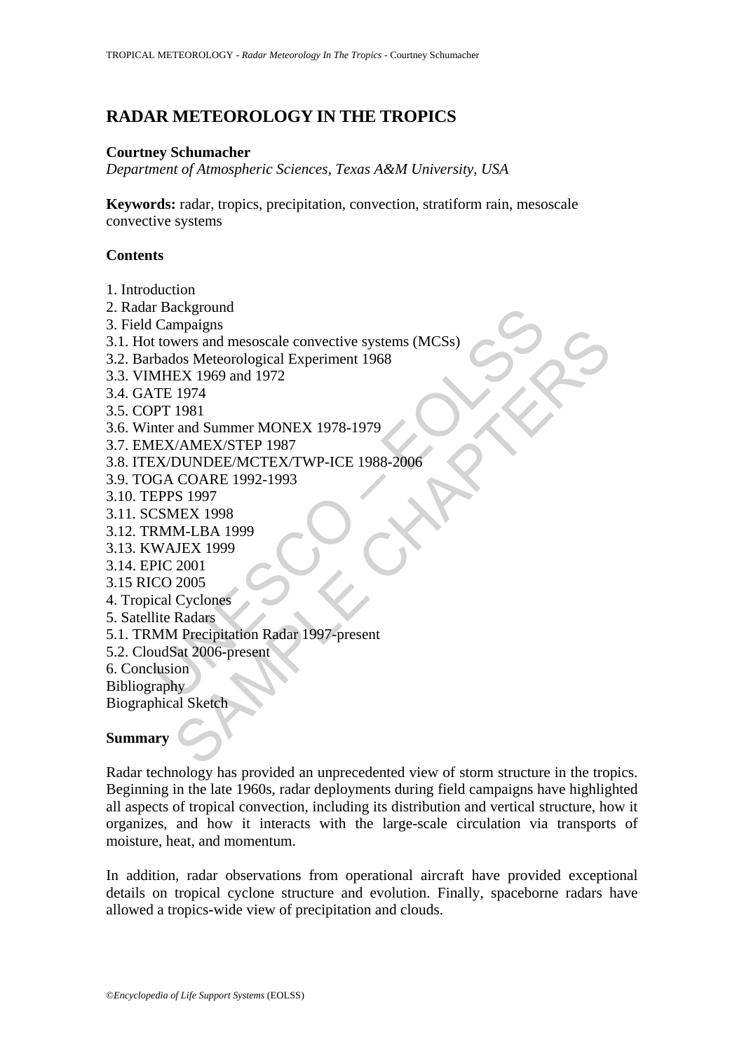# RADAR METEOROLOGY IN THE TROPICS

**Courtney Schumacher**

*Department of Atmospheric Sciences, Texas A&M University, USA*

**Keywords:** radar, tropics, precipitation, convection, stratiform rain, mesoscale convective systems

## Contents

1. Introduction
2. Radar Background
3. Field Campaigns
3.1. Hot towers and mesoscale convective systems (MCSs)
3.2. Barbados Meteorological Experiment 1968
3.3. VIMHEX 1969 and 1972
3.4. GATE 1974
3.5. COPT 1981
3.6. Winter and Summer MONEX 1978-1979
3.7. EMEX/AMEX/STEP 1987
3.8. ITEX/DUNDEE/MCTEX/TWP-ICE 1988-2006
3.9. TOGA COARE 1992-1993
3.10. TEPPS 1997
3.11. SCSMEX 1998
3.12. TRMM-LBA 1999
3.13. KWAJEX 1999
3.14. EPIC 2001
3.15 RICO 2005
4. Tropical Cyclones
5. Satellite Radars
5.1. TRMM Precipitation Radar 1997-present
5.2. CloudSat 2006-present
6. Conclusion

Bibliography

Biographical Sketch

## Summary

Radar technology has provided an unprecedented view of storm structure in the tropics. Beginning in the late 1960s, radar deployments during field campaigns have highlighted all aspects of tropical convection, including its distribution and vertical structure, how it organizes, and how it interacts with the large-scale circulation via transports of moisture, heat, and momentum.

In addition, radar observations from operational aircraft have provided exceptional details on tropical cyclone structure and evolution. Finally, spaceborne radars have allowed a tropics-wide view of precipitation and clouds.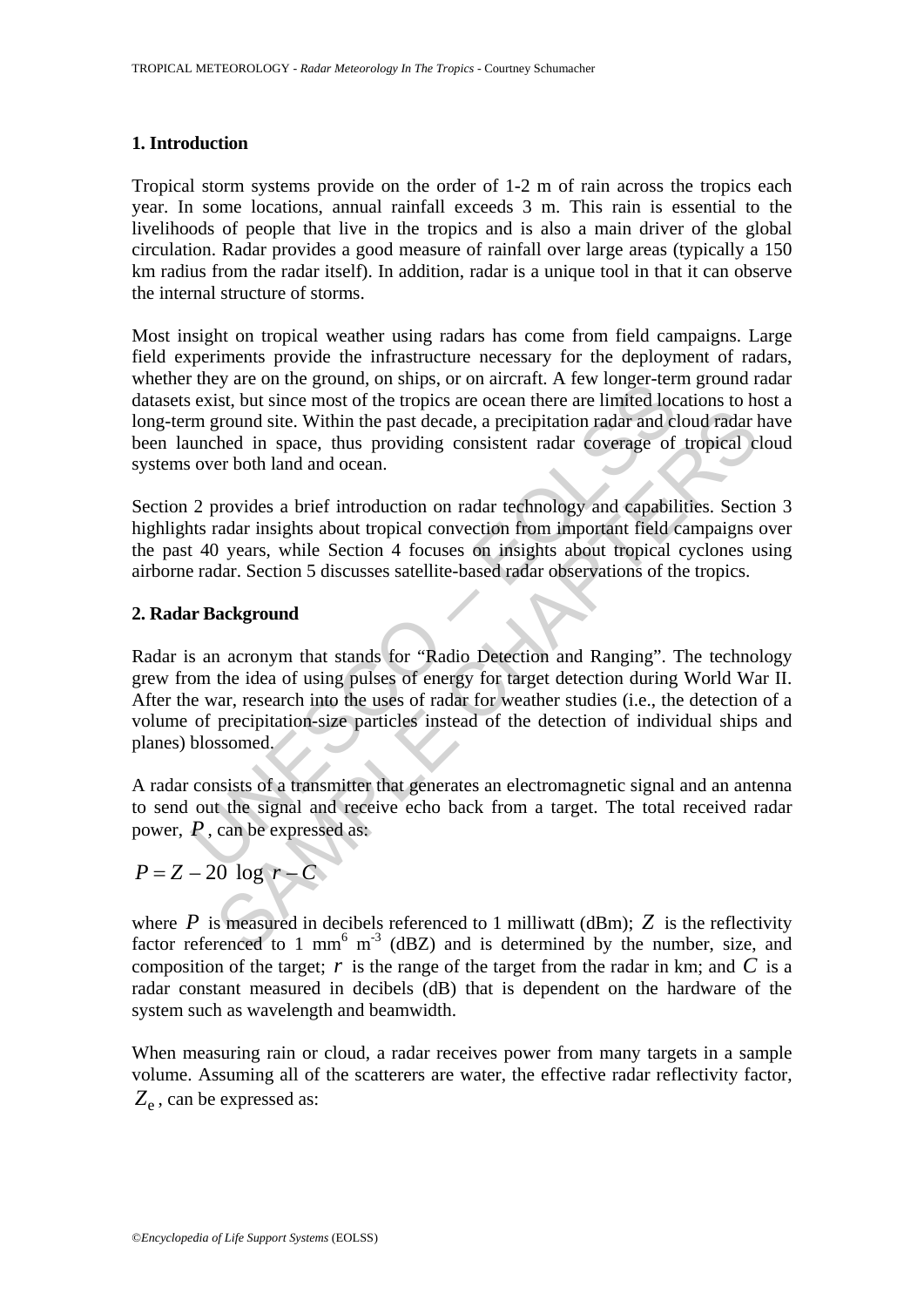## 1. Introduction

Tropical storm systems provide on the order of 1-2 m of rain across the tropics each year. In some locations, annual rainfall exceeds 3 m. This rain is essential to the livelihoods of people that live in the tropics and is also a main driver of the global circulation. Radar provides a good measure of rainfall over large areas (typically a 150 km radius from the radar itself). In addition, radar is a unique tool in that it can observe the internal structure of storms.

Most insight on tropical weather using radars has come from field campaigns. Large field experiments provide the infrastructure necessary for the deployment of radars, whether they are on the ground, on ships, or on aircraft. A few longer-term ground radar datasets exist, but since most of the tropics are ocean there are limited locations to host a long-term ground site. Within the past decade, a precipitation radar and cloud radar have been launched in space, thus providing consistent radar coverage of tropical cloud systems over both land and ocean.

Section 2 provides a brief introduction on radar technology and capabilities. Section 3 highlights radar insights about tropical convection from important field campaigns over the past 40 years, while Section 4 focuses on insights about tropical cyclones using airborne radar. Section 5 discusses satellite-based radar observations of the tropics.

## 2. Radar Background

Radar is an acronym that stands for "Radio Detection and Ranging". The technology grew from the idea of using pulses of energy for target detection during World War II. After the war, research into the uses of radar for weather studies (i.e., the detection of a volume of precipitation-size particles instead of the detection of individual ships and planes) blossomed.

A radar consists of a transmitter that generates an electromagnetic signal and an antenna to send out the signal and receive echo back from a target. The total received radar power, $P$, can be expressed as:

$$P = Z - 20 \log r - C$$

where $P$ is measured in decibels referenced to 1 milliwatt (dBm); $Z$ is the reflectivity factor referenced to 1 mm$^6$ m$^{-3}$ (dBZ) and is determined by the number, size, and composition of the target; $r$ is the range of the target from the radar in km; and $C$ is a radar constant measured in decibels (dB) that is dependent on the hardware of the system such as wavelength and beamwidth.

When measuring rain or cloud, a radar receives power from many targets in a sample volume. Assuming all of the scatterers are water, the effective radar reflectivity factor, $Z_e$, can be expressed as: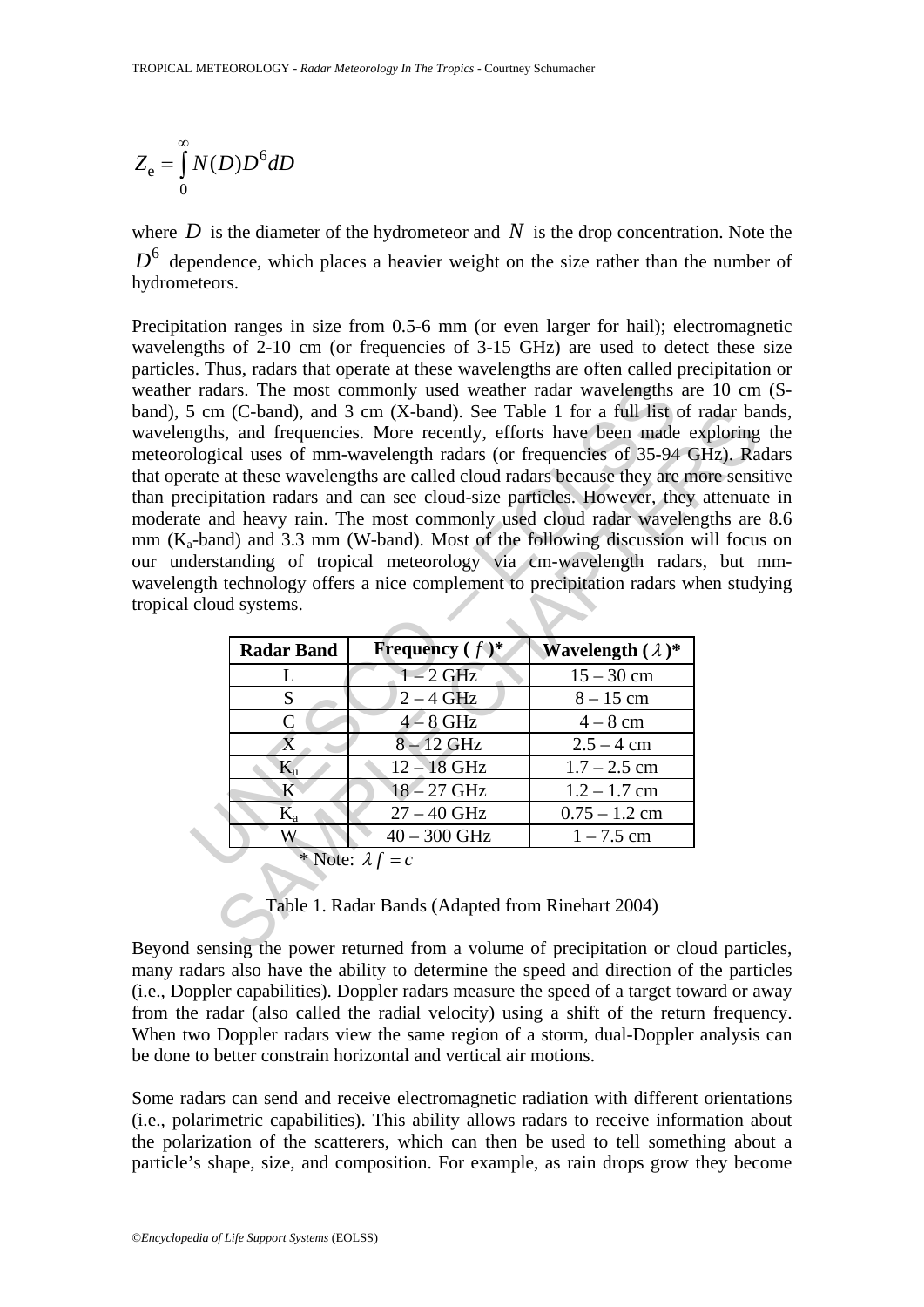$$Z_{\mathrm{e}} = \int_0^\infty N(D) D^6 dD$$

where $D$ is the diameter of the hydrometeor and $N$ is the drop concentration. Note the $D^6$ dependence, which places a heavier weight on the size rather than the number of hydrometeors.

Precipitation ranges in size from 0.5-6 mm (or even larger for hail); electromagnetic wavelengths of 2-10 cm (or frequencies of 3-15 GHz) are used to detect these size particles. Thus, radars that operate at these wavelengths are often called precipitation or weather radars. The most commonly used weather radar wavelengths are 10 cm (S-band), 5 cm (C-band), and 3 cm (X-band). See Table 1 for a full list of radar bands, wavelengths, and frequencies. More recently, efforts have been made exploring the meteorological uses of mm-wavelength radars (or frequencies of 35-94 GHz). Radars that operate at these wavelengths are called cloud radars because they are more sensitive than precipitation radars and can see cloud-size particles. However, they attenuate in moderate and heavy rain. The most commonly used cloud radar wavelengths are 8.6 mm ($K_a$-band) and 3.3 mm (W-band). Most of the following discussion will focus on our understanding of tropical meteorology via cm-wavelength radars, but mm-wavelength technology offers a nice complement to precipitation radars when studying tropical cloud systems.

| Radar Band | Frequency ( $f$ )* | Wavelength ( $\lambda$ )* |
|---|---|---|
| L | 1 – 2 GHz | 15 – 30 cm |
| S | 2 – 4 GHz | 8 – 15 cm |
| C | 4 – 8 GHz | 4 – 8 cm |
| X | 8 – 12 GHz | 2.5 – 4 cm |
| $K_u$ | 12 – 18 GHz | 1.7 – 2.5 cm |
| K | 18 – 27 GHz | 1.2 – 1.7 cm |
| $K_a$ | 27 – 40 GHz | 0.75 – 1.2 cm |
| W | 40 – 300 GHz | 1 – 7.5 cm |

\* Note: $\lambda f = c$

Table 1. Radar Bands (Adapted from Rinehart 2004)

Beyond sensing the power returned from a volume of precipitation or cloud particles, many radars also have the ability to determine the speed and direction of the particles (i.e., Doppler capabilities). Doppler radars measure the speed of a target toward or away from the radar (also called the radial velocity) using a shift of the return frequency. When two Doppler radars view the same region of a storm, dual-Doppler analysis can be done to better constrain horizontal and vertical air motions.

Some radars can send and receive electromagnetic radiation with different orientations (i.e., polarimetric capabilities). This ability allows radars to receive information about the polarization of the scatterers, which can then be used to tell something about a particle's shape, size, and composition. For example, as rain drops grow they become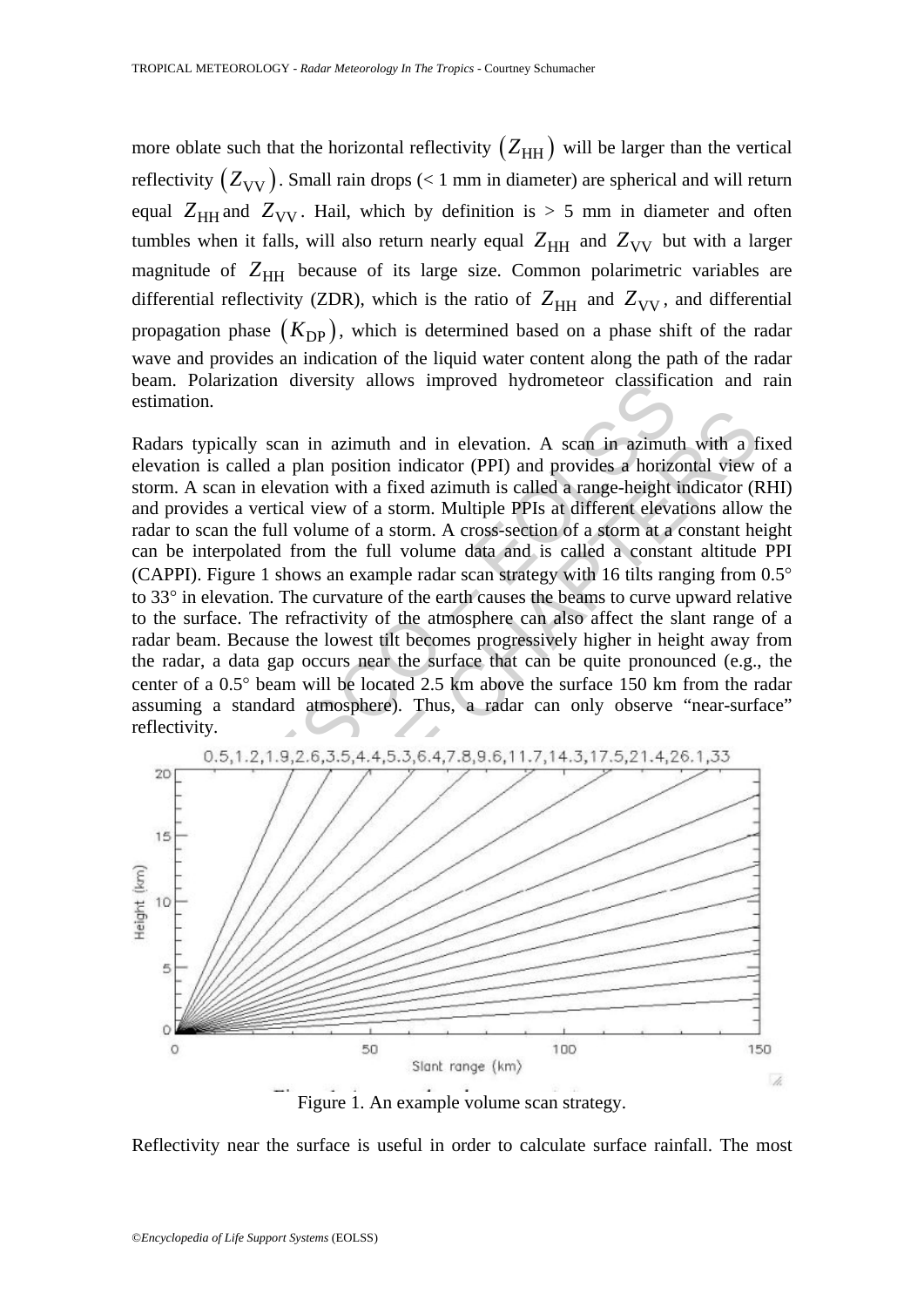more oblate such that the horizontal reflectivity $\left(Z_{\mathrm{HH}}\right)$ will be larger than the vertical reflectivity $\left(Z_{\mathrm{VV}}\right)$. Small rain drops (< 1 mm in diameter) are spherical and will return equal $Z_{\mathrm{HH}}$ and $Z_{\mathrm{VV}}$. Hail, which by definition is > 5 mm in diameter and often tumbles when it falls, will also return nearly equal $Z_{\mathrm{HH}}$ and $Z_{\mathrm{VV}}$ but with a larger magnitude of $Z_{\mathrm{HH}}$ because of its large size. Common polarimetric variables are differential reflectivity (ZDR), which is the ratio of $Z_{\mathrm{HH}}$ and $Z_{\mathrm{VV}}$, and differential propagation phase $\left(K_{\mathrm{DP}}\right)$, which is determined based on a phase shift of the radar wave and provides an indication of the liquid water content along the path of the radar beam. Polarization diversity allows improved hydrometeor classification and rain estimation.

Radars typically scan in azimuth and in elevation. A scan in azimuth with a fixed elevation is called a plan position indicator (PPI) and provides a horizontal view of a storm. A scan in elevation with a fixed azimuth is called a range-height indicator (RHI) and provides a vertical view of a storm. Multiple PPIs at different elevations allow the radar to scan the full volume of a storm. A cross-section of a storm at a constant height can be interpolated from the full volume data and is called a constant altitude PPI (CAPPI). Figure 1 shows an example radar scan strategy with 16 tilts ranging from 0.5° to 33° in elevation. The curvature of the earth causes the beams to curve upward relative to the surface. The refractivity of the atmosphere can also affect the slant range of a radar beam. Because the lowest tilt becomes progressively higher in height away from the radar, a data gap occurs near the surface that can be quite pronounced (e.g., the center of a 0.5° beam will be located 2.5 km above the surface 150 km from the radar assuming a standard atmosphere). Thus, a radar can only observe "near-surface" reflectivity.

Figure 1. An example volume scan strategy.

Reflectivity near the surface is useful in order to calculate surface rainfall. The most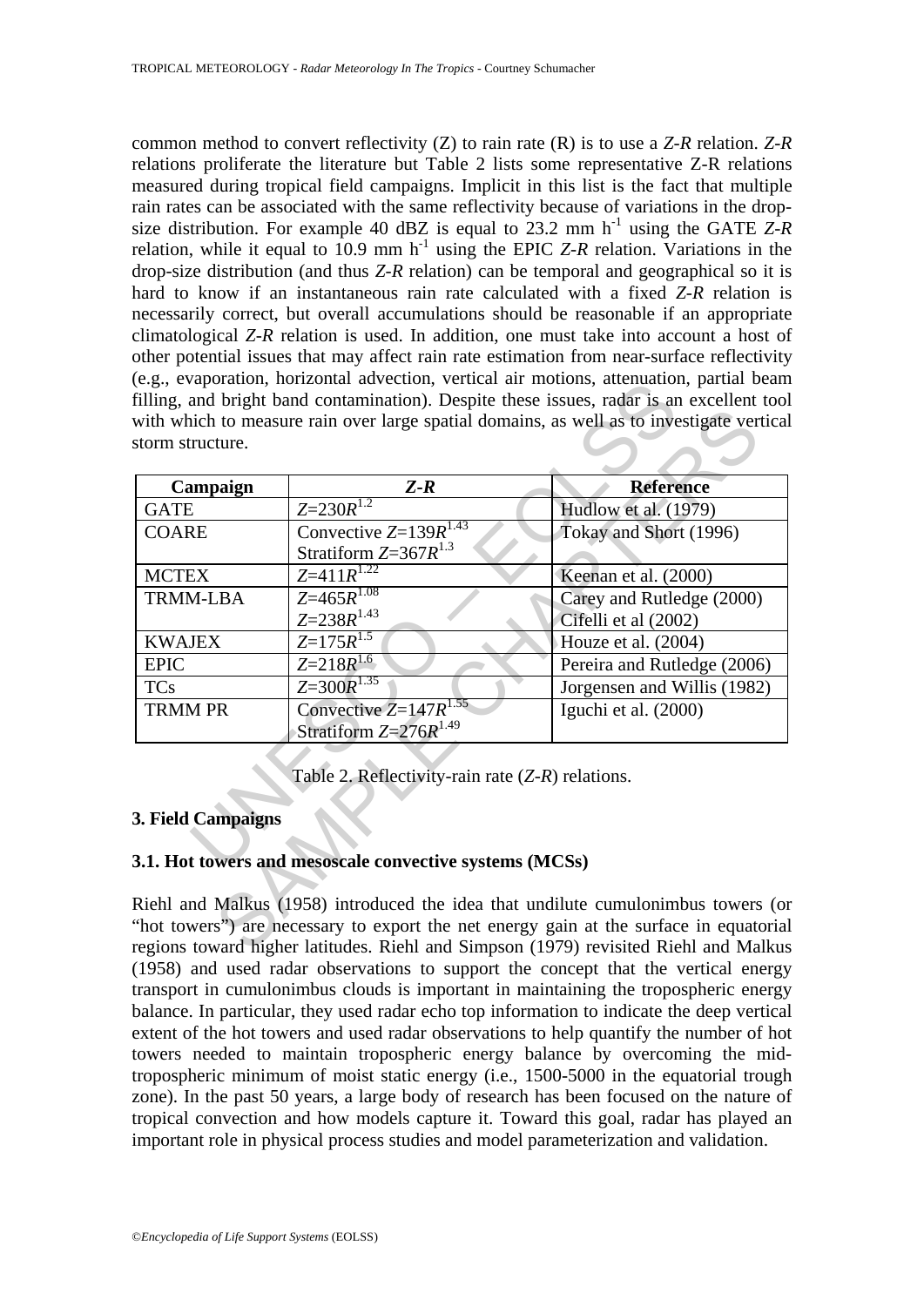common method to convert reflectivity (Z) to rain rate (R) is to use a *Z-R* relation. *Z-R* relations proliferate the literature but Table 2 lists some representative Z-R relations measured during tropical field campaigns. Implicit in this list is the fact that multiple rain rates can be associated with the same reflectivity because of variations in the drop-size distribution. For example 40 dBZ is equal to 23.2 mm $h^{-1}$ using the GATE *Z-R* relation, while it equal to 10.9 mm $h^{-1}$ using the EPIC *Z-R* relation. Variations in the drop-size distribution (and thus *Z-R* relation) can be temporal and geographical so it is hard to know if an instantaneous rain rate calculated with a fixed *Z-R* relation is necessarily correct, but overall accumulations should be reasonable if an appropriate climatological *Z-R* relation is used. In addition, one must take into account a host of other potential issues that may affect rain rate estimation from near-surface reflectivity (e.g., evaporation, horizontal advection, vertical air motions, attenuation, partial beam filling, and bright band contamination). Despite these issues, radar is an excellent tool with which to measure rain over large spatial domains, as well as to investigate vertical storm structure.

| Campaign | *Z-R* | Reference |
|---|---|---|
| GATE | $Z=230R^{1.2}$ | Hudlow et al. (1979) |
| COARE | Convective $Z=139R^{1.43}$<br>Stratiform $Z=367R^{1.3}$ | Tokay and Short (1996) |
| MCTEX | $Z=411R^{1.22}$ | Keenan et al. (2000) |
| TRMM-LBA | $Z=465R^{1.08}$<br>$Z=238R^{1.43}$ | Carey and Rutledge (2000)<br>Cifelli et al (2002) |
| KWAJEX | $Z=175R^{1.5}$ | Houze et al. (2004) |
| EPIC | $Z=218R^{1.6}$ | Pereira and Rutledge (2006) |
| TCs | $Z=300R^{1.35}$ | Jorgensen and Willis (1982) |
| TRMM PR | Convective $Z=147R^{1.55}$<br>Stratiform $Z=276R^{1.49}$ | Iguchi et al. (2000) |

Table 2. Reflectivity-rain rate (*Z-R*) relations.

## 3. Field Campaigns

### 3.1. Hot towers and mesoscale convective systems (MCSs)

Riehl and Malkus (1958) introduced the idea that undilute cumulonimbus towers (or "hot towers") are necessary to export the net energy gain at the surface in equatorial regions toward higher latitudes. Riehl and Simpson (1979) revisited Riehl and Malkus (1958) and used radar observations to support the concept that the vertical energy transport in cumulonimbus clouds is important in maintaining the tropospheric energy balance. In particular, they used radar echo top information to indicate the deep vertical extent of the hot towers and used radar observations to help quantify the number of hot towers needed to maintain tropospheric energy balance by overcoming the mid-tropospheric minimum of moist static energy (i.e., 1500-5000 in the equatorial trough zone). In the past 50 years, a large body of research has been focused on the nature of tropical convection and how models capture it. Toward this goal, radar has played an important role in physical process studies and model parameterization and validation.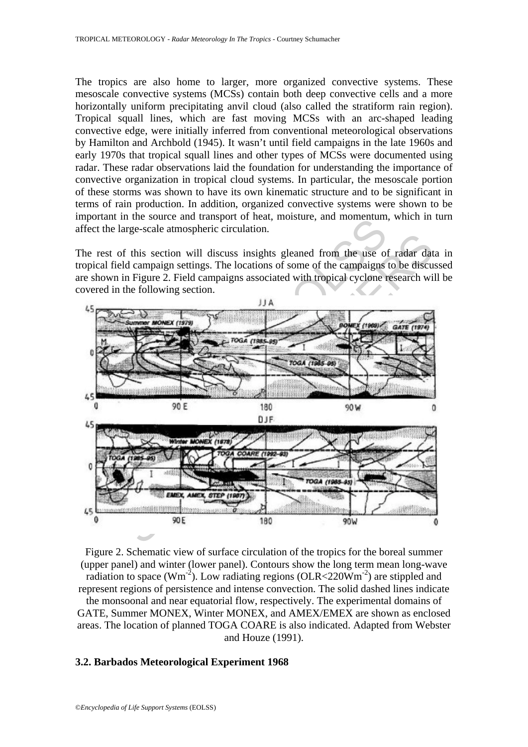The tropics are also home to larger, more organized convective systems. These mesoscale convective systems (MCSs) contain both deep convective cells and a more horizontally uniform precipitating anvil cloud (also called the stratiform rain region). Tropical squall lines, which are fast moving MCSs with an arc-shaped leading convective edge, were initially inferred from conventional meteorological observations by Hamilton and Archbold (1945). It wasn't until field campaigns in the late 1960s and early 1970s that tropical squall lines and other types of MCSs were documented using radar. These radar observations laid the foundation for understanding the importance of convective organization in tropical cloud systems. In particular, the mesoscale portion of these storms was shown to have its own kinematic structure and to be significant in terms of rain production. In addition, organized convective systems were shown to be important in the source and transport of heat, moisture, and momentum, which in turn affect the large-scale atmospheric circulation.

The rest of this section will discuss insights gleaned from the use of radar data in tropical field campaign settings. The locations of some of the campaigns to be discussed are shown in Figure 2. Field campaigns associated with tropical cyclone research will be covered in the following section.

Figure 2. Schematic view of surface circulation of the tropics for the boreal summer (upper panel) and winter (lower panel). Contours show the long term mean long-wave radiation to space (Wm$^{-2}$). Low radiating regions (OLR<220Wm$^{-2}$) are stippled and represent regions of persistence and intense convection. The solid dashed lines indicate the monsoonal and near equatorial flow, respectively. The experimental domains of GATE, Summer MONEX, Winter MONEX, and AMEX/EMEX are shown as enclosed areas. The location of planned TOGA COARE is also indicated. Adapted from Webster and Houze (1991).

### 3.2. Barbados Meteorological Experiment 1968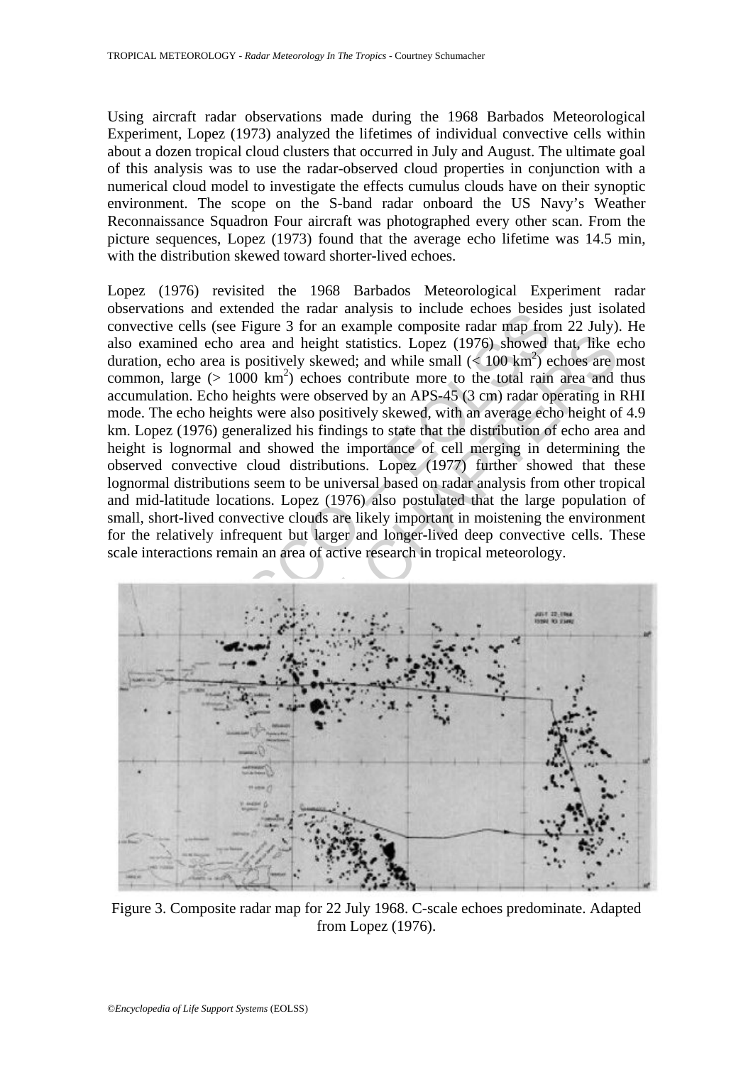Using aircraft radar observations made during the 1968 Barbados Meteorological Experiment, Lopez (1973) analyzed the lifetimes of individual convective cells within about a dozen tropical cloud clusters that occurred in July and August. The ultimate goal of this analysis was to use the radar-observed cloud properties in conjunction with a numerical cloud model to investigate the effects cumulus clouds have on their synoptic environment. The scope on the S-band radar onboard the US Navy's Weather Reconnaissance Squadron Four aircraft was photographed every other scan. From the picture sequences, Lopez (1973) found that the average echo lifetime was 14.5 min, with the distribution skewed toward shorter-lived echoes.

Lopez (1976) revisited the 1968 Barbados Meteorological Experiment radar observations and extended the radar analysis to include echoes besides just isolated convective cells (see Figure 3 for an example composite radar map from 22 July). He also examined echo area and height statistics. Lopez (1976) showed that, like echo duration, echo area is positively skewed; and while small (< 100 km$^2$) echoes are most common, large (> 1000 km$^2$) echoes contribute more to the total rain area and thus accumulation. Echo heights were observed by an APS-45 (3 cm) radar operating in RHI mode. The echo heights were also positively skewed, with an average echo height of 4.9 km. Lopez (1976) generalized his findings to state that the distribution of echo area and height is lognormal and showed the importance of cell merging in determining the observed convective cloud distributions. Lopez (1977) further showed that these lognormal distributions seem to be universal based on radar analysis from other tropical and mid-latitude locations. Lopez (1976) also postulated that the large population of small, short-lived convective clouds are likely important in moistening the environment for the relatively infrequent but larger and longer-lived deep convective cells. These scale interactions remain an area of active research in tropical meteorology.

Figure 3. Composite radar map for 22 July 1968. C-scale echoes predominate. Adapted from Lopez (1976).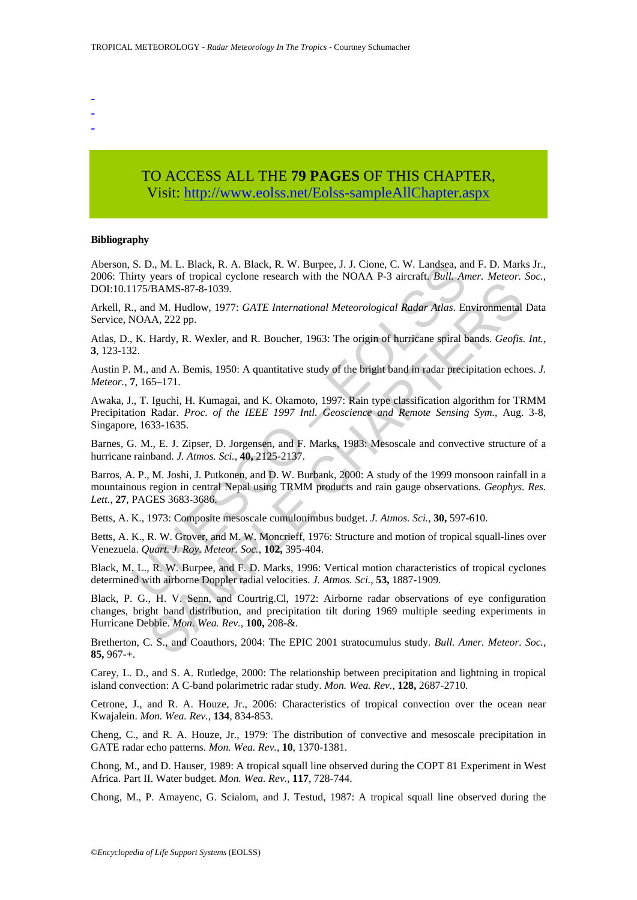-
-
-

TO ACCESS ALL THE **79 PAGES** OF THIS CHAPTER,
Visit: http://www.eolss.net/Eolss-sampleAllChapter.aspx

**Bibliography**

Aberson, S. D., M. L. Black, R. A. Black, R. W. Burpee, J. J. Cione, C. W. Landsea, and F. D. Marks Jr., 2006: Thirty years of tropical cyclone research with the NOAA P-3 aircraft. *Bull. Amer. Meteor. Soc.*, DOI:10.1175/BAMS-87-8-1039.

Arkell, R., and M. Hudlow, 1977: *GATE International Meteorological Radar Atlas*. Environmental Data Service, NOAA, 222 pp.

Atlas, D., K. Hardy, R. Wexler, and R. Boucher, 1963: The origin of hurricane spiral bands. *Geofis. Int.*, **3**, 123-132.

Austin P. M., and A. Bemis, 1950: A quantitative study of the bright band in radar precipitation echoes. *J. Meteor.*, **7**, 165–171.

Awaka, J., T. Iguchi, H. Kumagai, and K. Okamoto, 1997: Rain type classification algorithm for TRMM Precipitation Radar. *Proc. of the IEEE 1997 Intl. Geoscience and Remote Sensing Sym.*, Aug. 3-8, Singapore, 1633-1635.

Barnes, G. M., E. J. Zipser, D. Jorgensen, and F. Marks, 1983: Mesoscale and convective structure of a hurricane rainband. *J. Atmos. Sci.*, **40,** 2125-2137.

Barros, A. P., M. Joshi, J. Putkonen, and D. W. Burbank, 2000: A study of the 1999 monsoon rainfall in a mountainous region in central Nepal using TRMM products and rain gauge observations. *Geophys. Res. Lett.*, **27**, PAGES 3683-3686.

Betts, A. K., 1973: Composite mesoscale cumulonimbus budget. *J. Atmos. Sci.*, **30,** 597-610.

Betts, A. K., R. W. Grover, and M. W. Moncrieff, 1976: Structure and motion of tropical squall-lines over Venezuela. *Quart. J. Roy. Meteor. Soc.*, **102,** 395-404.

Black, M. L., R. W. Burpee, and F. D. Marks, 1996: Vertical motion characteristics of tropical cyclones determined with airborne Doppler radial velocities. *J. Atmos. Sci.*, **53,** 1887-1909.

Black, P. G., H. V. Senn, and Courtrig.Cl, 1972: Airborne radar observations of eye configuration changes, bright band distribution, and precipitation tilt during 1969 multiple seeding experiments in Hurricane Debbie. *Mon. Wea. Rev.*, **100,** 208-&.

Bretherton, C. S., and Coauthors, 2004: The EPIC 2001 stratocumulus study. *Bull. Amer. Meteor. Soc.*, **85,** 967-+.

Carey, L. D., and S. A. Rutledge, 2000: The relationship between precipitation and lightning in tropical island convection: A C-band polarimetric radar study. *Mon. Wea. Rev.*, **128,** 2687-2710.

Cetrone, J., and R. A. Houze, Jr., 2006: Characteristics of tropical convection over the ocean near Kwajalein. *Mon. Wea. Rev.*, **134**, 834-853.

Cheng, C., and R. A. Houze, Jr., 1979: The distribution of convective and mesoscale precipitation in GATE radar echo patterns. *Mon. Wea. Rev.*, **10**, 1370-1381.

Chong, M., and D. Hauser, 1989: A tropical squall line observed during the COPT 81 Experiment in West Africa. Part II. Water budget. *Mon. Wea. Rev.*, **117**, 728-744.

Chong, M., P. Amayenc, G. Scialom, and J. Testud, 1987: A tropical squall line observed during the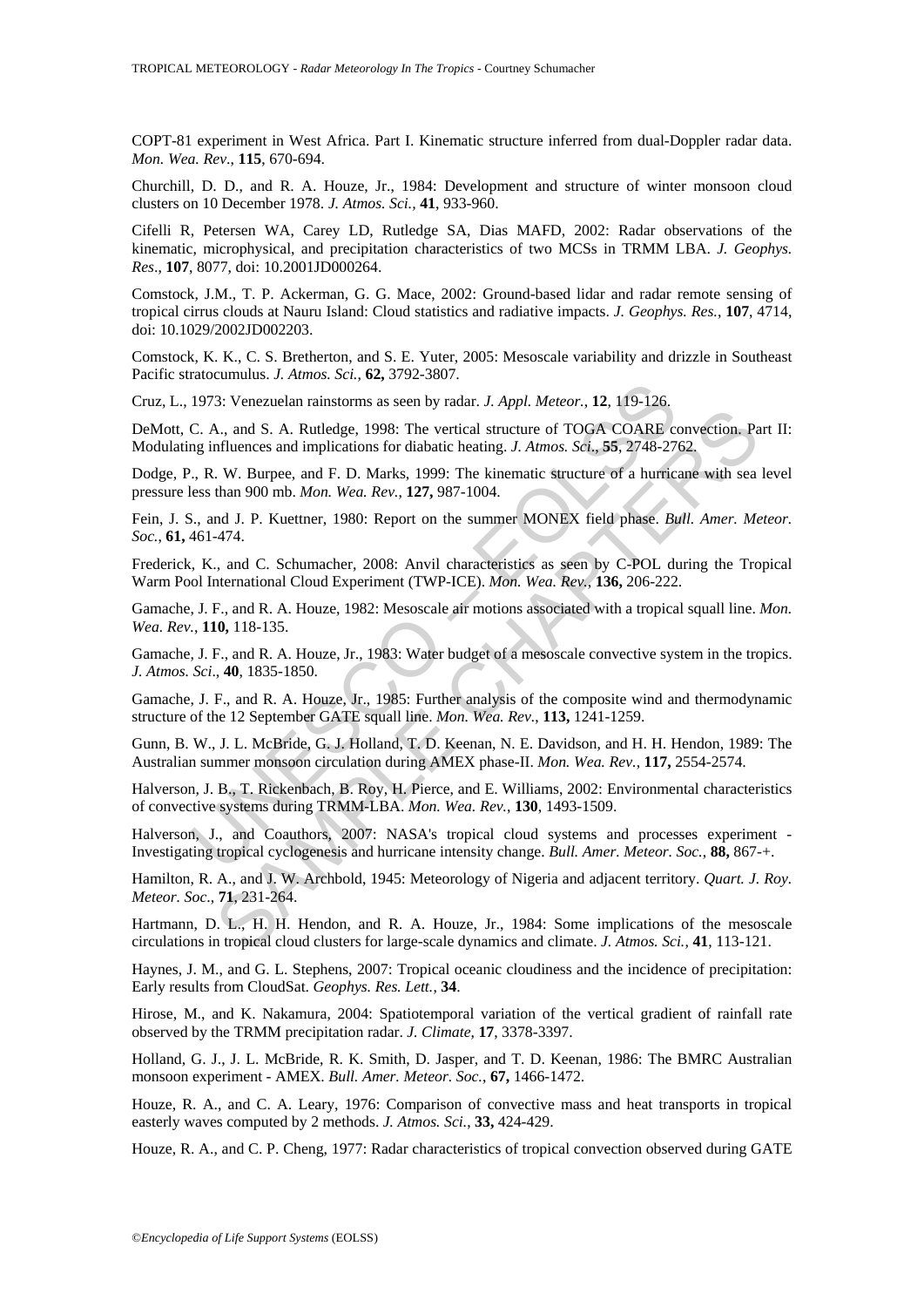COPT-81 experiment in West Africa. Part I. Kinematic structure inferred from dual-Doppler radar data. *Mon. Wea. Rev*., **115**, 670-694.

Churchill, D. D., and R. A. Houze, Jr., 1984: Development and structure of winter monsoon cloud clusters on 10 December 1978. *J. Atmos. Sci.*, **41**, 933-960.

Cifelli R, Petersen WA, Carey LD, Rutledge SA, Dias MAFD, 2002: Radar observations of the kinematic, microphysical, and precipitation characteristics of two MCSs in TRMM LBA. *J. Geophys. Res*., **107**, 8077, doi: 10.2001JD000264.

Comstock, J.M., T. P. Ackerman, G. G. Mace, 2002: Ground-based lidar and radar remote sensing of tropical cirrus clouds at Nauru Island: Cloud statistics and radiative impacts. *J. Geophys. Res.*, **107**, 4714, doi: 10.1029/2002JD002203.

Comstock, K. K., C. S. Bretherton, and S. E. Yuter, 2005: Mesoscale variability and drizzle in Southeast Pacific stratocumulus. *J. Atmos. Sci.*, **62,** 3792-3807.

Cruz, L., 1973: Venezuelan rainstorms as seen by radar. *J. Appl. Meteor.*, **12**, 119-126.

DeMott, C. A., and S. A. Rutledge, 1998: The vertical structure of TOGA COARE convection. Part II: Modulating influences and implications for diabatic heating. *J. Atmos. Sci*., **55**, 2748-2762.

Dodge, P., R. W. Burpee, and F. D. Marks, 1999: The kinematic structure of a hurricane with sea level pressure less than 900 mb. *Mon. Wea. Rev.*, **127,** 987-1004.

Fein, J. S., and J. P. Kuettner, 1980: Report on the summer MONEX field phase. *Bull. Amer. Meteor. Soc.*, **61,** 461-474.

Frederick, K., and C. Schumacher, 2008: Anvil characteristics as seen by C-POL during the Tropical Warm Pool International Cloud Experiment (TWP-ICE). *Mon. Wea. Rev.*, **136,** 206-222.

Gamache, J. F., and R. A. Houze, 1982: Mesoscale air motions associated with a tropical squall line. *Mon. Wea. Rev.*, **110,** 118-135.

Gamache, J. F., and R. A. Houze, Jr., 1983: Water budget of a mesoscale convective system in the tropics. *J. Atmos. Sci*., **40**, 1835-1850.

Gamache, J. F., and R. A. Houze, Jr., 1985: Further analysis of the composite wind and thermodynamic structure of the 12 September GATE squall line. *Mon. Wea. Rev*., **113,** 1241-1259.

Gunn, B. W., J. L. McBride, G. J. Holland, T. D. Keenan, N. E. Davidson, and H. H. Hendon, 1989: The Australian summer monsoon circulation during AMEX phase-II. *Mon. Wea. Rev.*, **117,** 2554-2574.

Halverson, J. B., T. Rickenbach, B. Roy, H. Pierce, and E. Williams, 2002: Environmental characteristics of convective systems during TRMM-LBA. *Mon. Wea. Rev.*, **130**, 1493-1509.

Halverson, J., and Coauthors, 2007: NASA's tropical cloud systems and processes experiment - Investigating tropical cyclogenesis and hurricane intensity change. *Bull. Amer. Meteor. Soc.*, **88,** 867-+.

Hamilton, R. A., and J. W. Archbold, 1945: Meteorology of Nigeria and adjacent territory. *Quart. J. Roy. Meteor. Soc*., **71**, 231-264.

Hartmann, D. L., H. H. Hendon, and R. A. Houze, Jr., 1984: Some implications of the mesoscale circulations in tropical cloud clusters for large-scale dynamics and climate. *J. Atmos. Sci.*, **41**, 113-121.

Haynes, J. M., and G. L. Stephens, 2007: Tropical oceanic cloudiness and the incidence of precipitation: Early results from CloudSat. *Geophys. Res. Lett.*, **34**.

Hirose, M., and K. Nakamura, 2004: Spatiotemporal variation of the vertical gradient of rainfall rate observed by the TRMM precipitation radar. *J. Climate*, **17**, 3378-3397.

Holland, G. J., J. L. McBride, R. K. Smith, D. Jasper, and T. D. Keenan, 1986: The BMRC Australian monsoon experiment - AMEX. *Bull. Amer. Meteor. Soc.*, **67,** 1466-1472.

Houze, R. A., and C. A. Leary, 1976: Comparison of convective mass and heat transports in tropical easterly waves computed by 2 methods. *J. Atmos. Sci.*, **33,** 424-429.

Houze, R. A., and C. P. Cheng, 1977: Radar characteristics of tropical convection observed during GATE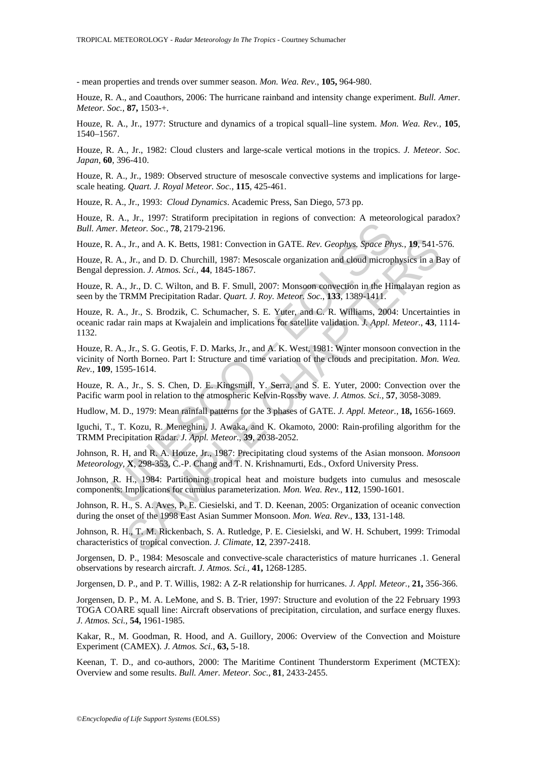- mean properties and trends over summer season. *Mon. Wea. Rev.*, **105,** 964-980.

Houze, R. A., and Coauthors, 2006: The hurricane rainband and intensity change experiment. *Bull. Amer. Meteor. Soc.*, **87,** 1503-+.

Houze, R. A., Jr., 1977: Structure and dynamics of a tropical squall–line system. *Mon. Wea. Rev.*, **105**, 1540–1567.

Houze, R. A., Jr., 1982: Cloud clusters and large-scale vertical motions in the tropics. *J. Meteor. Soc. Japan*, **60**, 396-410.

Houze, R. A., Jr., 1989: Observed structure of mesoscale convective systems and implications for large-scale heating. *Quart. J. Royal Meteor. Soc.*, **115**, 425-461.

Houze, R. A., Jr., 1993: *Cloud Dynamics*. Academic Press, San Diego, 573 pp.

Houze, R. A., Jr., 1997: Stratiform precipitation in regions of convection: A meteorological paradox? *Bull. Amer. Meteor. Soc.*, **78**, 2179-2196.

Houze, R. A., Jr., and A. K. Betts, 1981: Convection in GATE. *Rev. Geophys. Space Phys.*, **19**, 541-576.

Houze, R. A., Jr., and D. D. Churchill, 1987: Mesoscale organization and cloud microphysics in a Bay of Bengal depression. *J. Atmos. Sci.*, **44**, 1845-1867.

Houze, R. A., Jr., D. C. Wilton, and B. F. Smull, 2007: Monsoon convection in the Himalayan region as seen by the TRMM Precipitation Radar. *Quart. J. Roy. Meteor. Soc.*, **133**, 1389-1411.

Houze, R. A., Jr., S. Brodzik, C. Schumacher, S. E. Yuter, and C. R. Williams, 2004: Uncertainties in oceanic radar rain maps at Kwajalein and implications for satellite validation. *J. Appl. Meteor.*, **43**, 1114-1132.

Houze, R. A., Jr., S. G. Geotis, F. D. Marks, Jr., and A. K. West, 1981: Winter monsoon convection in the vicinity of North Borneo. Part I: Structure and time variation of the clouds and precipitation. *Mon. Wea. Rev.*, **109**, 1595-1614.

Houze, R. A., Jr., S. S. Chen, D. E. Kingsmill, Y. Serra, and S. E. Yuter, 2000: Convection over the Pacific warm pool in relation to the atmospheric Kelvin-Rossby wave. *J. Atmos. Sci.*, **57**, 3058-3089.

Hudlow, M. D., 1979: Mean rainfall patterns for the 3 phases of GATE. *J. Appl. Meteor.*, **18,** 1656-1669.

Iguchi, T., T. Kozu, R. Meneghini, J. Awaka, and K. Okamoto, 2000: Rain-profiling algorithm for the TRMM Precipitation Radar. *J. Appl. Meteor.*, **39**, 2038-2052.

Johnson, R. H, and R. A. Houze, Jr., 1987: Precipitating cloud systems of the Asian monsoon. *Monsoon Meteorology*, **X**, 298-353, C.-P. Chang and T. N. Krishnamurti, Eds., Oxford University Press.

Johnson, R. H., 1984: Partitioning tropical heat and moisture budgets into cumulus and mesoscale components: Implications for cumulus parameterization. *Mon. Wea. Rev.*, **112**, 1590-1601.

Johnson, R. H., S. A. Aves, P. E. Ciesielski, and T. D. Keenan, 2005: Organization of oceanic convection during the onset of the 1998 East Asian Summer Monsoon. *Mon. Wea. Rev*., **133**, 131-148.

Johnson, R. H., T. M. Rickenbach, S. A. Rutledge, P. E. Ciesielski, and W. H. Schubert, 1999: Trimodal characteristics of tropical convection. *J. Climate*, **12**, 2397-2418.

Jorgensen, D. P., 1984: Mesoscale and convective-scale characteristics of mature hurricanes .1. General observations by research aircraft. *J. Atmos. Sci.*, **41,** 1268-1285.

Jorgensen, D. P., and P. T. Willis, 1982: A Z-R relationship for hurricanes. *J. Appl. Meteor.*, **21,** 356-366.

Jorgensen, D. P., M. A. LeMone, and S. B. Trier, 1997: Structure and evolution of the 22 February 1993 TOGA COARE squall line: Aircraft observations of precipitation, circulation, and surface energy fluxes. *J. Atmos. Sci.*, **54,** 1961-1985.

Kakar, R., M. Goodman, R. Hood, and A. Guillory, 2006: Overview of the Convection and Moisture Experiment (CAMEX). *J. Atmos. Sci.*, **63,** 5-18.

Keenan, T. D., and co-authors, 2000: The Maritime Continent Thunderstorm Experiment (MCTEX): Overview and some results. *Bull. Amer. Meteor. Soc.*, **81**, 2433-2455.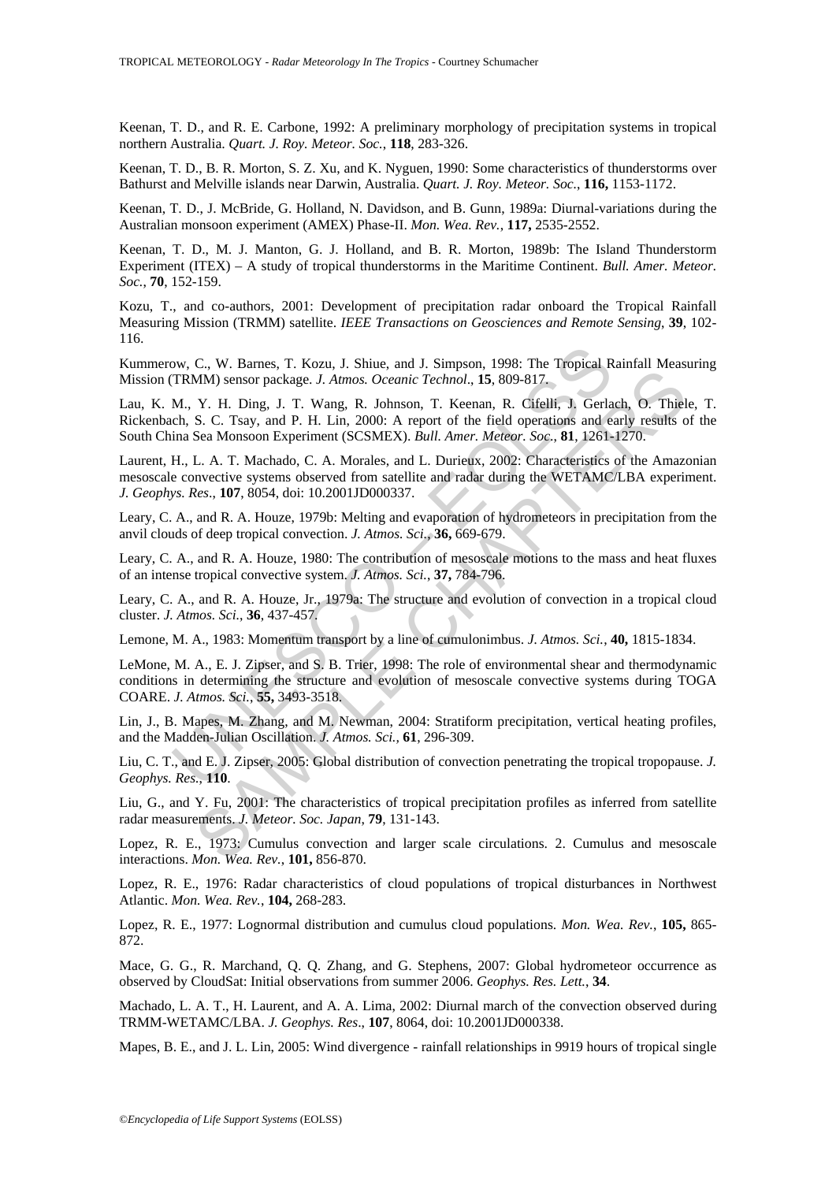Keenan, T. D., and R. E. Carbone, 1992: A preliminary morphology of precipitation systems in tropical northern Australia. *Quart. J. Roy. Meteor. Soc.*, **118**, 283-326.

Keenan, T. D., B. R. Morton, S. Z. Xu, and K. Nyguen, 1990: Some characteristics of thunderstorms over Bathurst and Melville islands near Darwin, Australia. *Quart. J. Roy. Meteor. Soc.*, **116,** 1153-1172.

Keenan, T. D., J. McBride, G. Holland, N. Davidson, and B. Gunn, 1989a: Diurnal-variations during the Australian monsoon experiment (AMEX) Phase-II. *Mon. Wea. Rev.*, **117,** 2535-2552.

Keenan, T. D., M. J. Manton, G. J. Holland, and B. R. Morton, 1989b: The Island Thunderstorm Experiment (ITEX) – A study of tropical thunderstorms in the Maritime Continent. *Bull. Amer. Meteor. Soc.*, **70**, 152-159.

Kozu, T., and co-authors, 2001: Development of precipitation radar onboard the Tropical Rainfall Measuring Mission (TRMM) satellite. *IEEE Transactions on Geosciences and Remote Sensing*, **39**, 102-116.

Kummerow, C., W. Barnes, T. Kozu, J. Shiue, and J. Simpson, 1998: The Tropical Rainfall Measuring Mission (TRMM) sensor package. *J. Atmos. Oceanic Technol*., **15**, 809-817.

Lau, K. M., Y. H. Ding, J. T. Wang, R. Johnson, T. Keenan, R. Cifelli, J. Gerlach, O. Thiele, T. Rickenbach, S. C. Tsay, and P. H. Lin, 2000: A report of the field operations and early results of the South China Sea Monsoon Experiment (SCSMEX). *Bull. Amer. Meteor. Soc.*, **81**, 1261-1270.

Laurent, H., L. A. T. Machado, C. A. Morales, and L. Durieux, 2002: Characteristics of the Amazonian mesoscale convective systems observed from satellite and radar during the WETAMC/LBA experiment. *J. Geophys. Res*., **107**, 8054, doi: 10.2001JD000337.

Leary, C. A., and R. A. Houze, 1979b: Melting and evaporation of hydrometeors in precipitation from the anvil clouds of deep tropical convection. *J. Atmos. Sci.*, **36,** 669-679.

Leary, C. A., and R. A. Houze, 1980: The contribution of mesoscale motions to the mass and heat fluxes of an intense tropical convective system. *J. Atmos. Sci.*, **37,** 784-796.

Leary, C. A., and R. A. Houze, Jr., 1979a: The structure and evolution of convection in a tropical cloud cluster. *J. Atmos. Sci.*, **36**, 437-457.

Lemone, M. A., 1983: Momentum transport by a line of cumulonimbus. *J. Atmos. Sci.*, **40,** 1815-1834.

LeMone, M. A., E. J. Zipser, and S. B. Trier, 1998: The role of environmental shear and thermodynamic conditions in determining the structure and evolution of mesoscale convective systems during TOGA COARE. *J. Atmos. Sci.*, **55,** 3493-3518.

Lin, J., B. Mapes, M. Zhang, and M. Newman, 2004: Stratiform precipitation, vertical heating profiles, and the Madden-Julian Oscillation. *J. Atmos. Sci.*, **61**, 296-309.

Liu, C. T., and E. J. Zipser, 2005: Global distribution of convection penetrating the tropical tropopause. *J. Geophys. Res.*, **110**.

Liu, G., and Y. Fu, 2001: The characteristics of tropical precipitation profiles as inferred from satellite radar measurements. *J. Meteor. Soc. Japan*, **79**, 131-143.

Lopez, R. E., 1973: Cumulus convection and larger scale circulations. 2. Cumulus and mesoscale interactions. *Mon. Wea. Rev.*, **101,** 856-870.

Lopez, R. E., 1976: Radar characteristics of cloud populations of tropical disturbances in Northwest Atlantic. *Mon. Wea. Rev.*, **104,** 268-283.

Lopez, R. E., 1977: Lognormal distribution and cumulus cloud populations. *Mon. Wea. Rev.*, **105,** 865-872.

Mace, G. G., R. Marchand, Q. Q. Zhang, and G. Stephens, 2007: Global hydrometeor occurrence as observed by CloudSat: Initial observations from summer 2006. *Geophys. Res. Lett.*, **34**.

Machado, L. A. T., H. Laurent, and A. A. Lima, 2002: Diurnal march of the convection observed during TRMM-WETAMC/LBA. *J. Geophys. Res*., **107**, 8064, doi: 10.2001JD000338.

Mapes, B. E., and J. L. Lin, 2005: Wind divergence - rainfall relationships in 9919 hours of tropical single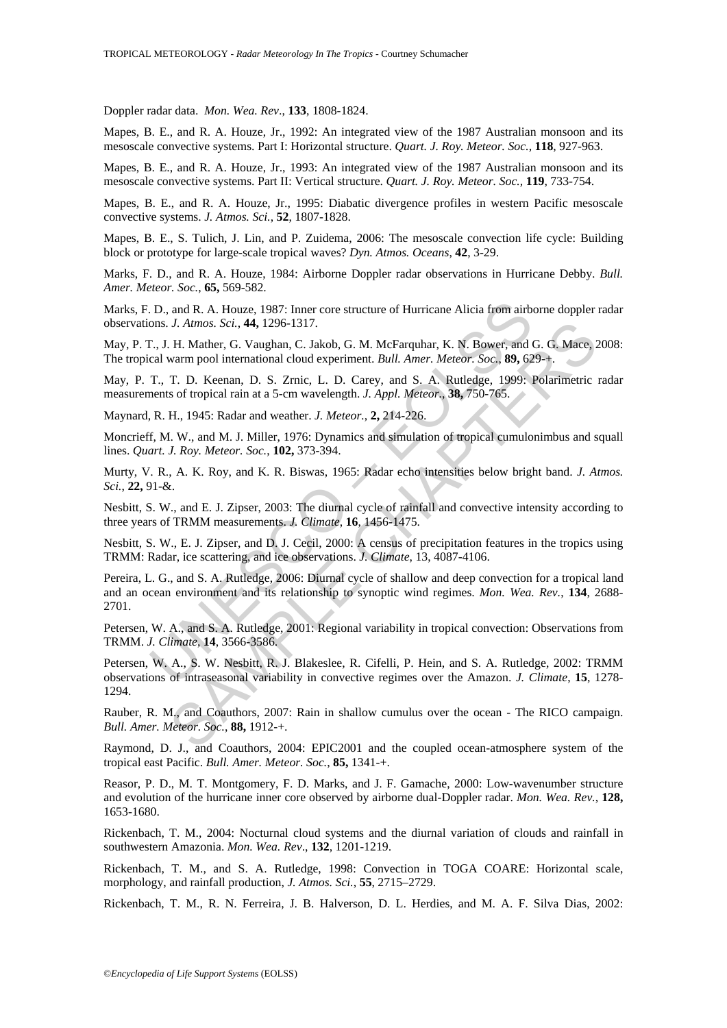Doppler radar data. *Mon. Wea. Rev*., **133**, 1808-1824.

Mapes, B. E., and R. A. Houze, Jr., 1992: An integrated view of the 1987 Australian monsoon and its mesoscale convective systems. Part I: Horizontal structure. *Quart. J. Roy. Meteor. Soc.,* **118**, 927-963.

Mapes, B. E., and R. A. Houze, Jr., 1993: An integrated view of the 1987 Australian monsoon and its mesoscale convective systems. Part II: Vertical structure. *Quart. J. Roy. Meteor. Soc.,* **119**, 733-754.

Mapes, B. E., and R. A. Houze, Jr., 1995: Diabatic divergence profiles in western Pacific mesoscale convective systems. *J. Atmos. Sci.,* **52**, 1807-1828.

Mapes, B. E., S. Tulich, J. Lin, and P. Zuidema, 2006: The mesoscale convection life cycle: Building block or prototype for large-scale tropical waves? *Dyn. Atmos. Oceans*, **42**, 3-29.

Marks, F. D., and R. A. Houze, 1984: Airborne Doppler radar observations in Hurricane Debby. *Bull. Amer. Meteor. Soc.*, **65,** 569-582.

Marks, F. D., and R. A. Houze, 1987: Inner core structure of Hurricane Alicia from airborne doppler radar observations. *J. Atmos. Sci.*, **44,** 1296-1317.

May, P. T., J. H. Mather, G. Vaughan, C. Jakob, G. M. McFarquhar, K. N. Bower, and G. G. Mace, 2008: The tropical warm pool international cloud experiment. *Bull. Amer. Meteor. Soc.*, **89,** 629-+.

May, P. T., T. D. Keenan, D. S. Zrnic, L. D. Carey, and S. A. Rutledge, 1999: Polarimetric radar measurements of tropical rain at a 5-cm wavelength. *J. Appl. Meteor.*, **38,** 750-765.

Maynard, R. H., 1945: Radar and weather. *J. Meteor*., **2,** 214-226.

Moncrieff, M. W., and M. J. Miller, 1976: Dynamics and simulation of tropical cumulonimbus and squall lines. *Quart. J. Roy. Meteor. Soc.*, **102,** 373-394.

Murty, V. R., A. K. Roy, and K. R. Biswas, 1965: Radar echo intensities below bright band. *J. Atmos. Sci.*, **22,** 91-&.

Nesbitt, S. W., and E. J. Zipser, 2003: The diurnal cycle of rainfall and convective intensity according to three years of TRMM measurements. *J. Climate*, **16**, 1456-1475.

Nesbitt, S. W., E. J. Zipser, and D. J. Cecil, 2000: A census of precipitation features in the tropics using TRMM: Radar, ice scattering, and ice observations. *J. Climate*, 13, 4087-4106.

Pereira, L. G., and S. A. Rutledge, 2006: Diurnal cycle of shallow and deep convection for a tropical land and an ocean environment and its relationship to synoptic wind regimes. *Mon. Wea. Rev.*, **134**, 2688-2701.

Petersen, W. A., and S. A. Rutledge, 2001: Regional variability in tropical convection: Observations from TRMM. *J. Climate*, **14**, 3566-3586.

Petersen, W. A., S. W. Nesbitt, R. J. Blakeslee, R. Cifelli, P. Hein, and S. A. Rutledge, 2002: TRMM observations of intraseasonal variability in convective regimes over the Amazon. *J. Climate*, **15**, 1278-1294.

Rauber, R. M., and Coauthors, 2007: Rain in shallow cumulus over the ocean - The RICO campaign. *Bull. Amer. Meteor. Soc.*, **88,** 1912-+.

Raymond, D. J., and Coauthors, 2004: EPIC2001 and the coupled ocean-atmosphere system of the tropical east Pacific. *Bull. Amer. Meteor. Soc.*, **85,** 1341-+.

Reasor, P. D., M. T. Montgomery, F. D. Marks, and J. F. Gamache, 2000: Low-wavenumber structure and evolution of the hurricane inner core observed by airborne dual-Doppler radar. *Mon. Wea. Rev.*, **128,** 1653-1680.

Rickenbach, T. M., 2004: Nocturnal cloud systems and the diurnal variation of clouds and rainfall in southwestern Amazonia. *Mon. Wea. Rev*., **132**, 1201-1219.

Rickenbach, T. M., and S. A. Rutledge, 1998: Convection in TOGA COARE: Horizontal scale, morphology, and rainfall production, *J. Atmos. Sci.*, **55**, 2715–2729.

Rickenbach, T. M., R. N. Ferreira, J. B. Halverson, D. L. Herdies, and M. A. F. Silva Dias, 2002: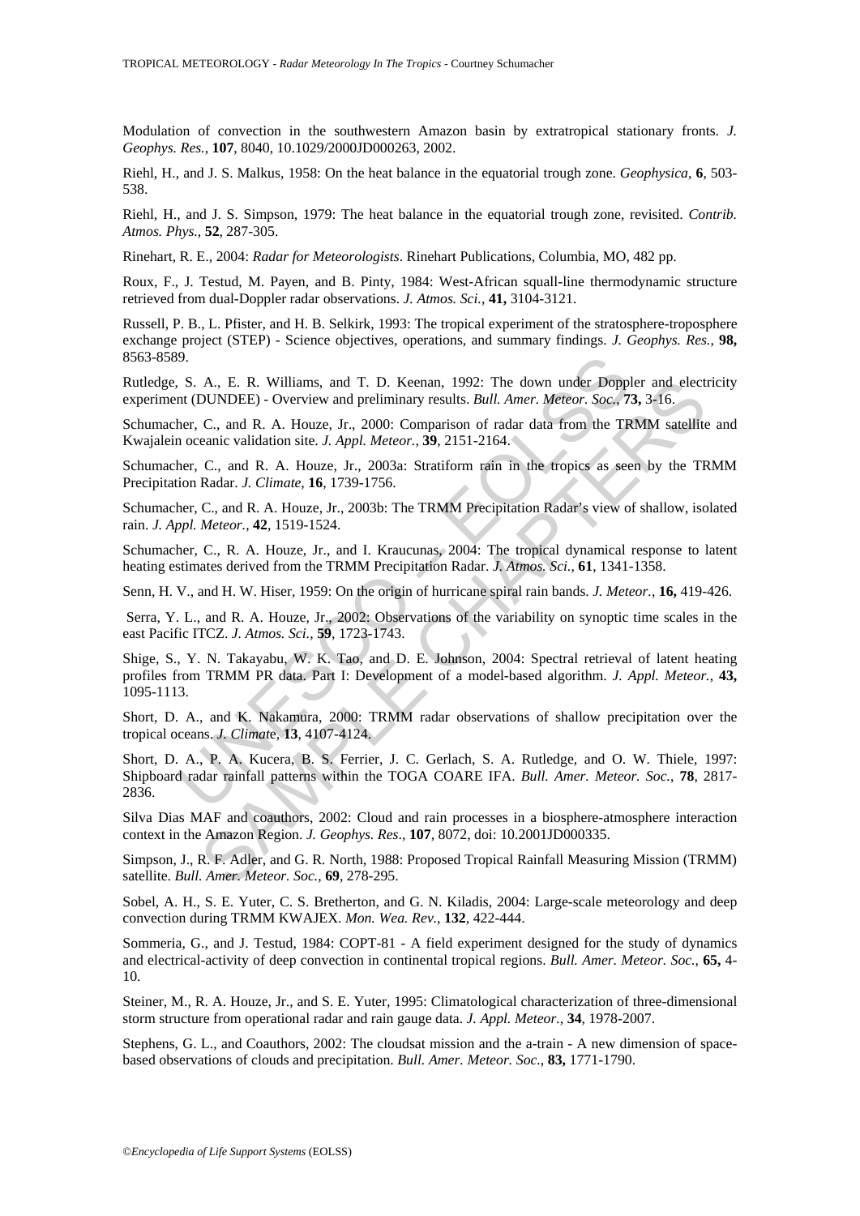Modulation of convection in the southwestern Amazon basin by extratropical stationary fronts. *J. Geophys. Res.*, **107**, 8040, 10.1029/2000JD000263, 2002.

Riehl, H., and J. S. Malkus, 1958: On the heat balance in the equatorial trough zone. *Geophysica*, **6**, 503-538.

Riehl, H., and J. S. Simpson, 1979: The heat balance in the equatorial trough zone, revisited. *Contrib. Atmos. Phys.*, **52**, 287-305.

Rinehart, R. E., 2004: *Radar for Meteorologists*. Rinehart Publications, Columbia, MO, 482 pp.

Roux, F., J. Testud, M. Payen, and B. Pinty, 1984: West-African squall-line thermodynamic structure retrieved from dual-Doppler radar observations. *J. Atmos. Sci.*, **41,** 3104-3121.

Russell, P. B., L. Pfister, and H. B. Selkirk, 1993: The tropical experiment of the stratosphere-troposphere exchange project (STEP) - Science objectives, operations, and summary findings. *J. Geophys. Res.*, **98,** 8563-8589.

Rutledge, S. A., E. R. Williams, and T. D. Keenan, 1992: The down under Doppler and electricity experiment (DUNDEE) - Overview and preliminary results. *Bull. Amer. Meteor. Soc.*, **73,** 3-16.

Schumacher, C., and R. A. Houze, Jr., 2000: Comparison of radar data from the TRMM satellite and Kwajalein oceanic validation site. *J. Appl. Meteor.*, **39**, 2151-2164.

Schumacher, C., and R. A. Houze, Jr., 2003a: Stratiform rain in the tropics as seen by the TRMM Precipitation Radar. *J. Climate*, **16**, 1739-1756.

Schumacher, C., and R. A. Houze, Jr., 2003b: The TRMM Precipitation Radar's view of shallow, isolated rain. *J. Appl. Meteor.*, **42**, 1519-1524.

Schumacher, C., R. A. Houze, Jr., and I. Kraucunas, 2004: The tropical dynamical response to latent heating estimates derived from the TRMM Precipitation Radar. *J. Atmos. Sci.*, **61**, 1341-1358.

Senn, H. V., and H. W. Hiser, 1959: On the origin of hurricane spiral rain bands. *J. Meteor.*, **16,** 419-426.

Serra, Y. L., and R. A. Houze, Jr., 2002: Observations of the variability on synoptic time scales in the east Pacific ITCZ. *J. Atmos. Sci.*, **59**, 1723-1743.

Shige, S., Y. N. Takayabu, W. K. Tao, and D. E. Johnson, 2004: Spectral retrieval of latent heating profiles from TRMM PR data. Part I: Development of a model-based algorithm. *J. Appl. Meteor.*, **43,** 1095-1113.

Short, D. A., and K. Nakamura, 2000: TRMM radar observations of shallow precipitation over the tropical oceans. *J. Climate*, **13**, 4107-4124.

Short, D. A., P. A. Kucera, B. S. Ferrier, J. C. Gerlach, S. A. Rutledge, and O. W. Thiele, 1997: Shipboard radar rainfall patterns within the TOGA COARE IFA. *Bull. Amer. Meteor. Soc.*, **78**, 2817-2836.

Silva Dias MAF and coauthors, 2002: Cloud and rain processes in a biosphere-atmosphere interaction context in the Amazon Region. *J. Geophys. Res*., **107**, 8072, doi: 10.2001JD000335.

Simpson, J., R. F. Adler, and G. R. North, 1988: Proposed Tropical Rainfall Measuring Mission (TRMM) satellite. *Bull. Amer. Meteor. Soc.*, **69**, 278-295.

Sobel, A. H., S. E. Yuter, C. S. Bretherton, and G. N. Kiladis, 2004: Large-scale meteorology and deep convection during TRMM KWAJEX. *Mon. Wea. Rev.*, **132**, 422-444.

Sommeria, G., and J. Testud, 1984: COPT-81 - A field experiment designed for the study of dynamics and electrical-activity of deep convection in continental tropical regions. *Bull. Amer. Meteor. Soc.*, **65,** 4-10.

Steiner, M., R. A. Houze, Jr., and S. E. Yuter, 1995: Climatological characterization of three-dimensional storm structure from operational radar and rain gauge data. *J. Appl. Meteor.*, **34**, 1978-2007.

Stephens, G. L., and Coauthors, 2002: The cloudsat mission and the a-train - A new dimension of space-based observations of clouds and precipitation. *Bull. Amer. Meteor. Soc.*, **83,** 1771-1790.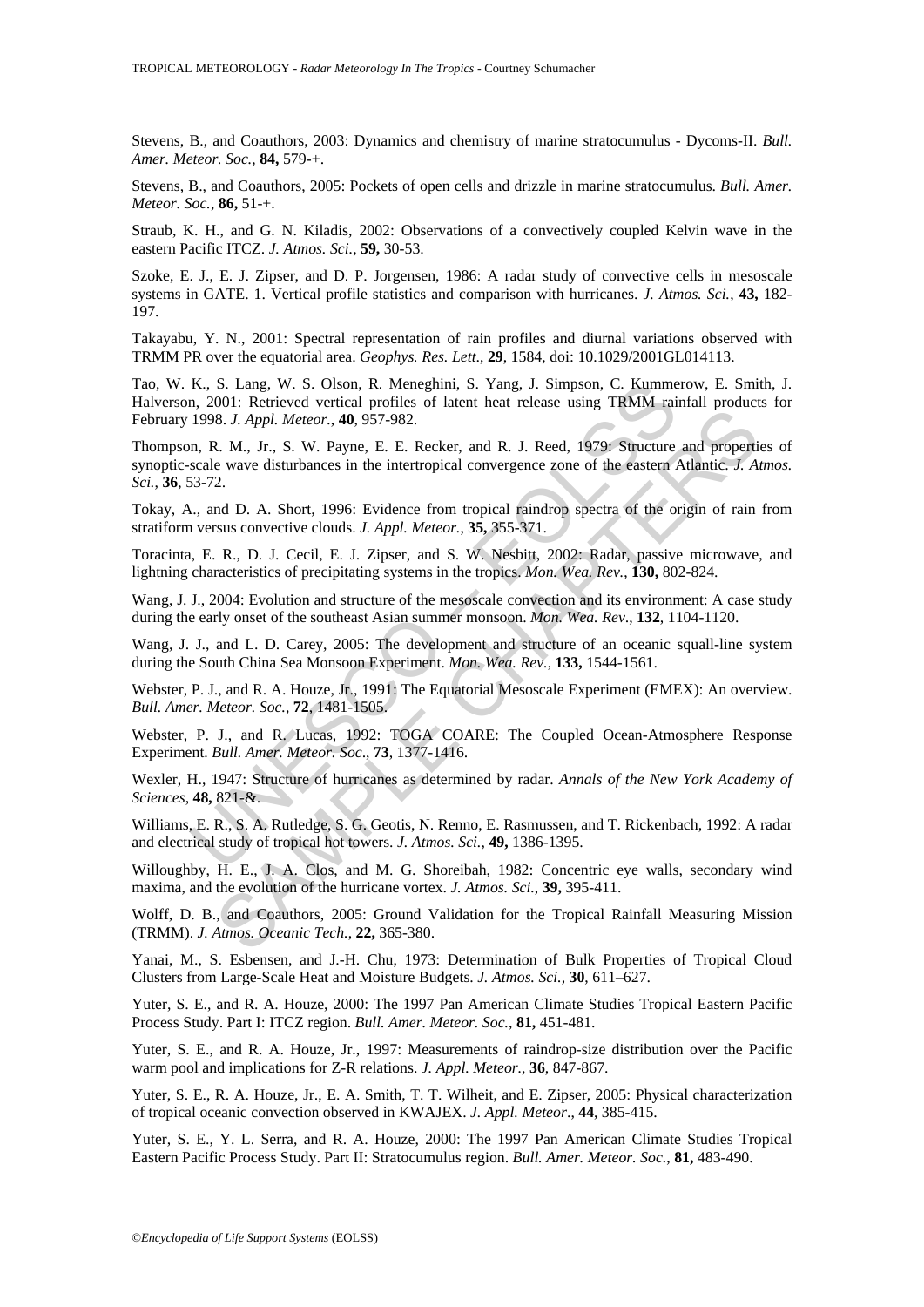Stevens, B., and Coauthors, 2003: Dynamics and chemistry of marine stratocumulus - Dycoms-II. *Bull. Amer. Meteor. Soc.*, **84,** 579-+.

Stevens, B., and Coauthors, 2005: Pockets of open cells and drizzle in marine stratocumulus. *Bull. Amer. Meteor. Soc.*, **86,** 51-+.

Straub, K. H., and G. N. Kiladis, 2002: Observations of a convectively coupled Kelvin wave in the eastern Pacific ITCZ. *J. Atmos. Sci.*, **59,** 30-53.

Szoke, E. J., E. J. Zipser, and D. P. Jorgensen, 1986: A radar study of convective cells in mesoscale systems in GATE. 1. Vertical profile statistics and comparison with hurricanes. *J. Atmos. Sci.*, **43,** 182-197.

Takayabu, Y. N., 2001: Spectral representation of rain profiles and diurnal variations observed with TRMM PR over the equatorial area. *Geophys. Res. Lett*., **29**, 1584, doi: 10.1029/2001GL014113.

Tao, W. K., S. Lang, W. S. Olson, R. Meneghini, S. Yang, J. Simpson, C. Kummerow, E. Smith, J. Halverson, 2001: Retrieved vertical profiles of latent heat release using TRMM rainfall products for February 1998. *J. Appl. Meteor.*, **40**, 957-982.

Thompson, R. M., Jr., S. W. Payne, E. E. Recker, and R. J. Reed, 1979: Structure and properties of synoptic-scale wave disturbances in the intertropical convergence zone of the eastern Atlantic. *J. Atmos. Sci.*, **36**, 53-72.

Tokay, A., and D. A. Short, 1996: Evidence from tropical raindrop spectra of the origin of rain from stratiform versus convective clouds. *J. Appl. Meteor.*, **35,** 355-371.

Toracinta, E. R., D. J. Cecil, E. J. Zipser, and S. W. Nesbitt, 2002: Radar, passive microwave, and lightning characteristics of precipitating systems in the tropics. *Mon. Wea. Rev.*, **130,** 802-824.

Wang, J. J., 2004: Evolution and structure of the mesoscale convection and its environment: A case study during the early onset of the southeast Asian summer monsoon. *Mon. Wea. Rev*., **132**, 1104-1120.

Wang, J. J., and L. D. Carey, 2005: The development and structure of an oceanic squall-line system during the South China Sea Monsoon Experiment. *Mon. Wea. Rev.*, **133,** 1544-1561.

Webster, P. J., and R. A. Houze, Jr., 1991: The Equatorial Mesoscale Experiment (EMEX): An overview. *Bull. Amer. Meteor. Soc.*, **72**, 1481-1505.

Webster, P. J., and R. Lucas, 1992: TOGA COARE: The Coupled Ocean-Atmosphere Response Experiment. *Bull. Amer. Meteor. Soc*., **73**, 1377-1416.

Wexler, H., 1947: Structure of hurricanes as determined by radar. *Annals of the New York Academy of Sciences*, **48,** 821-&.

Williams, E. R., S. A. Rutledge, S. G. Geotis, N. Renno, E. Rasmussen, and T. Rickenbach, 1992: A radar and electrical study of tropical hot towers. *J. Atmos. Sci.*, **49,** 1386-1395.

Willoughby, H. E., J. A. Clos, and M. G. Shoreibah, 1982: Concentric eye walls, secondary wind maxima, and the evolution of the hurricane vortex. *J. Atmos. Sci.*, **39,** 395-411.

Wolff, D. B., and Coauthors, 2005: Ground Validation for the Tropical Rainfall Measuring Mission (TRMM). *J. Atmos. Oceanic Tech.*, **22,** 365-380.

Yanai, M., S. Esbensen, and J.-H. Chu, 1973: Determination of Bulk Properties of Tropical Cloud Clusters from Large-Scale Heat and Moisture Budgets. *J. Atmos. Sci.*, **30**, 611–627.

Yuter, S. E., and R. A. Houze, 2000: The 1997 Pan American Climate Studies Tropical Eastern Pacific Process Study. Part I: ITCZ region. *Bull. Amer. Meteor. Soc.*, **81,** 451-481.

Yuter, S. E., and R. A. Houze, Jr., 1997: Measurements of raindrop-size distribution over the Pacific warm pool and implications for Z-R relations. *J. Appl. Meteor.*, **36**, 847-867.

Yuter, S. E., R. A. Houze, Jr., E. A. Smith, T. T. Wilheit, and E. Zipser, 2005: Physical characterization of tropical oceanic convection observed in KWAJEX. *J. Appl. Meteor*., **44**, 385-415.

Yuter, S. E., Y. L. Serra, and R. A. Houze, 2000: The 1997 Pan American Climate Studies Tropical Eastern Pacific Process Study. Part II: Stratocumulus region. *Bull. Amer. Meteor. Soc*., **81,** 483-490.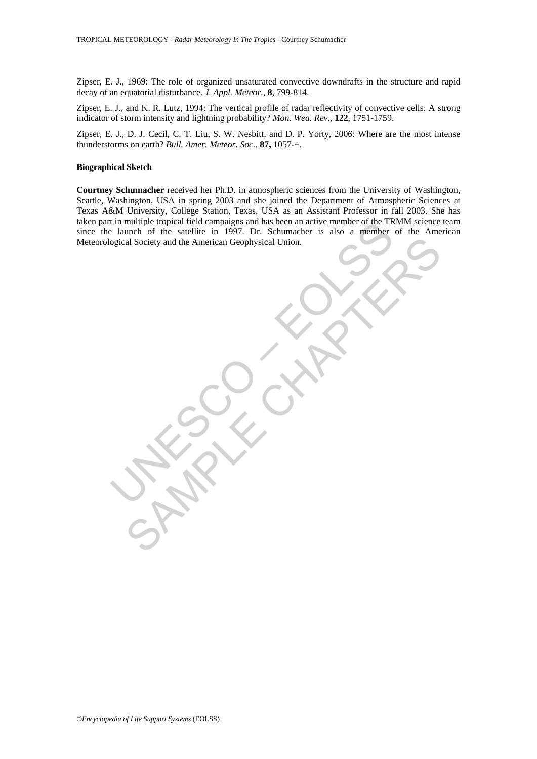Zipser, E. J., 1969: The role of organized unsaturated convective downdrafts in the structure and rapid decay of an equatorial disturbance. *J. Appl. Meteor.*, **8**, 799-814.

Zipser, E. J., and K. R. Lutz, 1994: The vertical profile of radar reflectivity of convective cells: A strong indicator of storm intensity and lightning probability? *Mon. Wea. Rev.*, **122**, 1751-1759.

Zipser, E. J., D. J. Cecil, C. T. Liu, S. W. Nesbitt, and D. P. Yorty, 2006: Where are the most intense thunderstorms on earth? *Bull. Amer. Meteor. Soc.*, **87,** 1057-+.

**Biographical Sketch**

**Courtney Schumacher** received her Ph.D. in atmospheric sciences from the University of Washington, Seattle, Washington, USA in spring 2003 and she joined the Department of Atmospheric Sciences at Texas A&M University, College Station, Texas, USA as an Assistant Professor in fall 2003. She has taken part in multiple tropical field campaigns and has been an active member of the TRMM science team since the launch of the satellite in 1997. Dr. Schumacher is also a member of the American Meteorological Society and the American Geophysical Union.